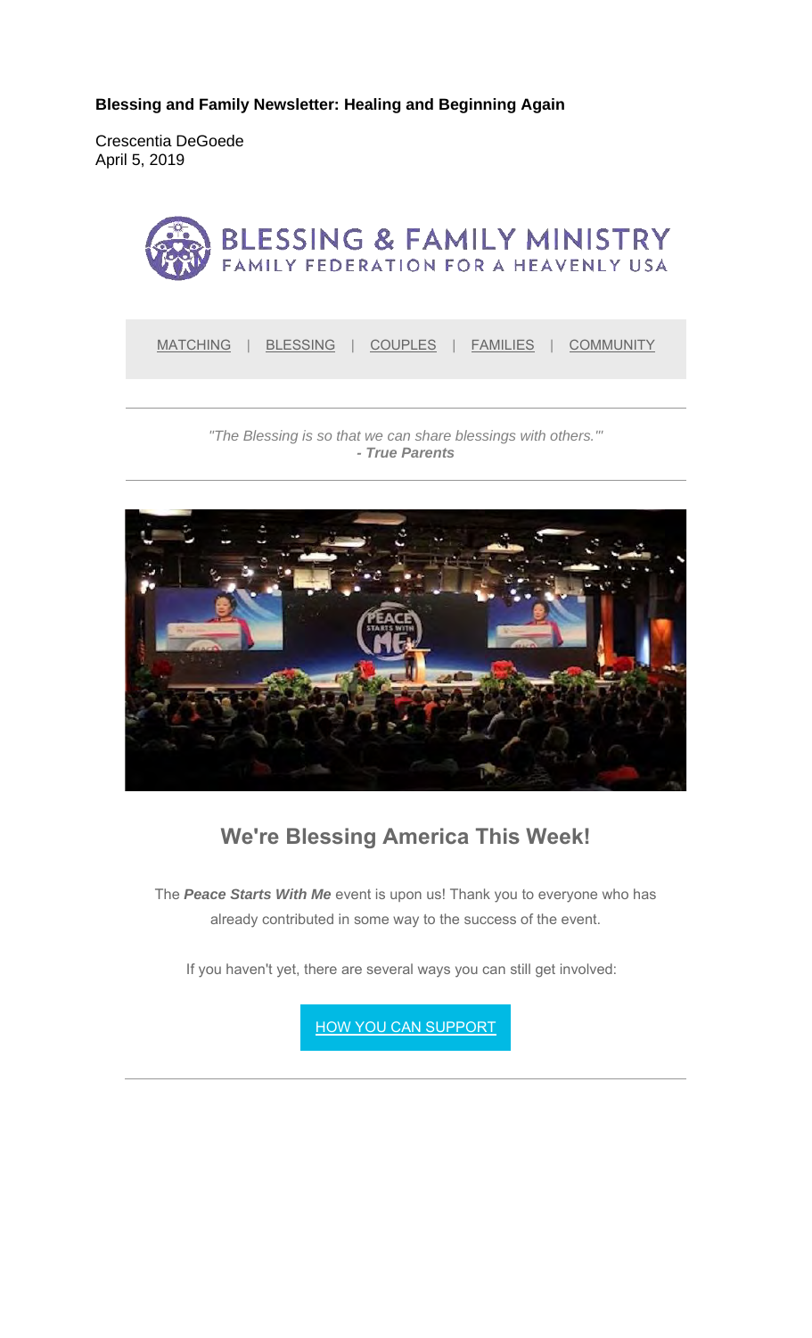**Blessing and Family Newsletter: Healing and Beginning Again**

Crescentia DeGoede
April 5, 2019

BLESSING & FAMILY MINISTRY
FAMILY FEDERATION FOR A HEAVENLY USA

MATCHING | BLESSING | COUPLES | FAMILIES | COMMUNITY

*"The Blessing is so that we can share blessings with others.'"*
***- True Parents***

## We're Blessing America This Week!

The ***Peace Starts With Me*** event is upon us! Thank you to everyone who has already contributed in some way to the success of the event.

If you haven't yet, there are several ways you can still get involved:

HOW YOU CAN SUPPORT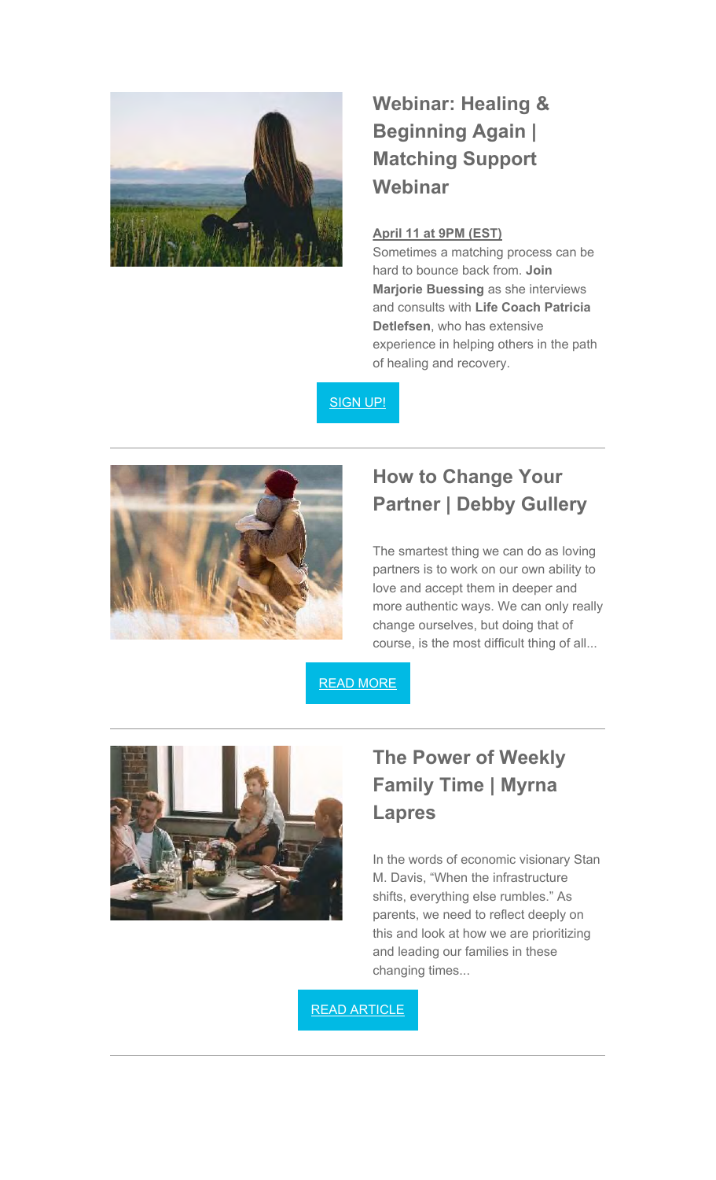## Webinar: Healing & Beginning Again | Matching Support Webinar

**April 11 at 9PM (EST)**

Sometimes a matching process can be hard to bounce back from. **Join Marjorie Buessing** as she interviews and consults with **Life Coach Patricia Detlefsen**, who has extensive experience in helping others in the path of healing and recovery.

SIGN UP!

---

## How to Change Your Partner | Debby Gullery

The smartest thing we can do as loving partners is to work on our own ability to love and accept them in deeper and more authentic ways. We can only really change ourselves, but doing that of course, is the most difficult thing of all...

READ MORE

---

## The Power of Weekly Family Time | Myrna Lapres

In the words of economic visionary Stan M. Davis, "When the infrastructure shifts, everything else rumbles." As parents, we need to reflect deeply on this and look at how we are prioritizing and leading our families in these changing times...

READ ARTICLE

---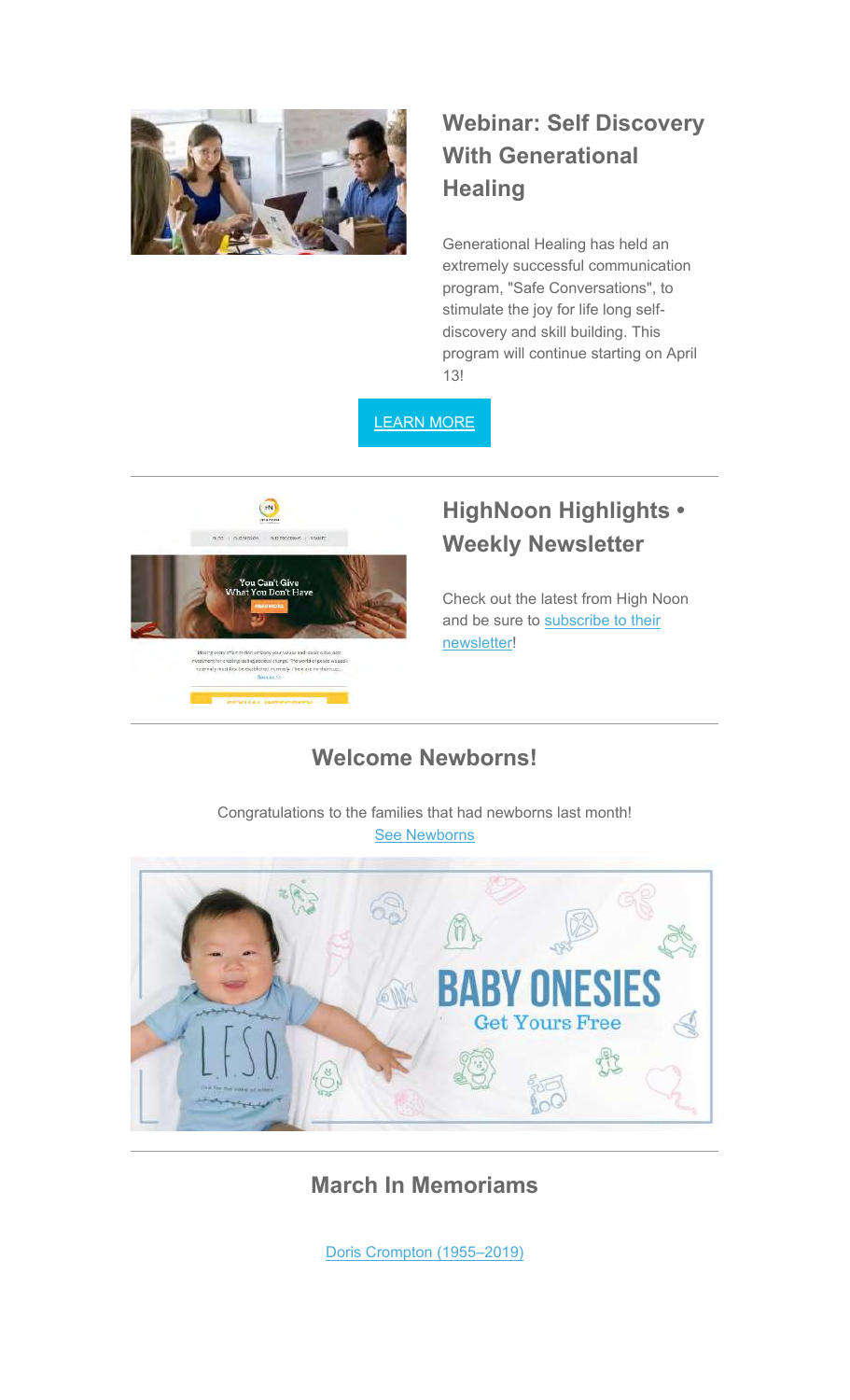## Webinar: Self Discovery With Generational Healing

Generational Healing has held an extremely successful communication program, "Safe Conversations", to stimulate the joy for life long self-discovery and skill building. This program will continue starting on April 13!

LEARN MORE

---

## HighNoon Highlights • Weekly Newsletter

Check out the latest from High Noon and be sure to subscribe to their newsletter!

---

## Welcome Newborns!

Congratulations to the families that had newborns last month!
See Newborns

BABY ONESIES
Get Yours Free

---

## March In Memoriams

Doris Crompton (1955–2019)